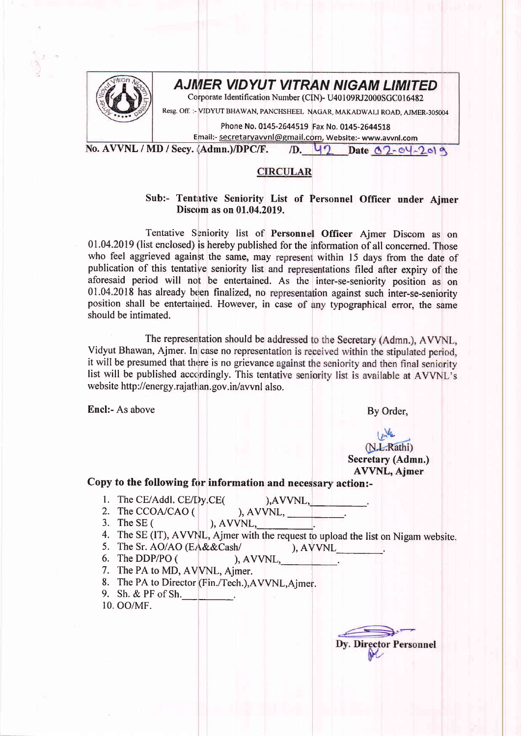# AJMER VIDYUT VITRAN NIGAM LIMITED

Corporate Identification Number (CIN)- U40109RJ2000SGC016482

Resg. Off. :- VIDYUT BHAWAN, PANCHSHEEL NAGAR, MAKADWALI ROAD, AJMER-305004

Phone No. 0145-2644519 Fax No. 0145-2644518

Email:- secretaryavvnl@gmail.com, Website:- www.avvnl.com

**No. AVVNL / MD / Secy. (Admn.)/DPC/F. /D. 42 Date 02-04-2019**

## CIRCULAR

**Sub:- Tentative Seniority List of Personnel Officer under Ajmer Discom as on 01.04.2019.**

Tentative Seniority list of **Personnel Officer** Ajmer Discom as on 01.04.2019 (list enclosed) is hereby published for the information of all concerned. Those who feel aggrieved against the same, may represent within 15 days from the date of publication of this tentative seniority list and representations filed after expiry of the aforesaid period will not be entertained. As the inter-se-seniority position as on 01.04.2018 has already been finalized, no representation against such inter-se-seniority position shall be entertained. However, in case of any typographical error, the same should be intimated.

The representation should be addressed to the Secretary (Admn.), AVVNL, Vidyut Bhawan, Ajmer. In case no representation is received within the stipulated period, it will be presumed that there is no grievance against the seniority and then final seniority list will be published accordingly. This tentative seniority list is available at AVVNL's website http://energy.rajathan.gov.in/avvnl also.

**Encl:-** As above

By Order,

(N.L.Rathi)
**Secretary (Admn.)**
**AVVNL, Ajmer**

**Copy to the following for information and necessary action:-**

1. The CE/Addl. CE/Dy.CE( ),AVVNL,__________.
2. The CCOA/CAO ( ), AVVNL, __________.
3. The SE ( ), AVVNL,__________.
4. The SE (IT), AVVNL, Ajmer with the request to upload the list on Nigam website.
5. The Sr. AO/AO (EA&&Cash/ ), AVVNL________.
6. The DDP/PO ( ), AVVNL,__________.
7. The PA to MD, AVVNL, Ajmer.
8. The PA to Director (Fin./Tech.),AVVNL,Ajmer.
9. Sh. & PF of Sh.__________.
10. OO/MF.

**Dy. Director Personnel**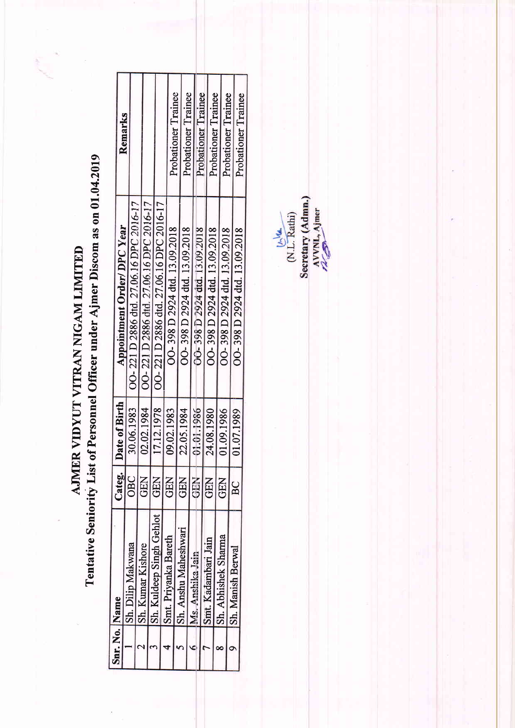# AJMER VIDYUT VITRAN NIGAM LIMITED

## Tentative Seniority List of Personnel Officer under Ajmer Discom as on 01.04.2019

| Snr. No. | Name | Categ. | Date of Birth | Appointment Order/ DPC Year | Remarks |
|---|---|---|---|---|---|
| 1 | Sh. Dilip Makwana | OBC | 30.06.1983 | OO- 221 D 2886 dtd. 27.06.16 DPC 2016-17 | |
| 2 | Sh. Kumar Kishore | GEN | 02.02.1984 | OO- 221 D 2886 dtd. 27.06.16 DPC 2016-17 | |
| 3 | Sh. Kuldeep Singh Gehlot | GEN | 17.12.1978 | OO- 221 D 2886 dtd. 27.06.16 DPC 2016-17 | |
| 4 | Smt. Priyanka Bareth | GEN | 09.02.1983 | OO- 398 D 2924 dtd. 13.09.2018 | Probationer Trainee |
| 5 | Sh. Anshu Maheshwari | GEN | 22.05.1984 | OO- 398 D 2924 dtd. 13.09.2018 | Probationer Trainee |
| 6 | Ms. Anshika Jain | GEN | 01.01.1986 | OO- 398 D 2924 dtd. 13.09.2018 | Probationer Trainee |
| 7 | Smt. Kadambari Jain | GEN | 24.08.1980 | OO- 398 D 2924 dtd. 13.09.2018 | Probationer Trainee |
| 8 | Sh. Abhishek Sharma | GEN | 01.09.1986 | OO- 398 D 2924 dtd. 13.09.2018 | Probationer Trainee |
| 9 | Sh. Manish Berwal | BC | 01.07.1989 | OO- 398 D 2924 dtd. 13.09.2018 | Probationer Trainee |

(N.L. Rathi)
**Secretary (Admn.)**
**AVVNL, Ajmer**